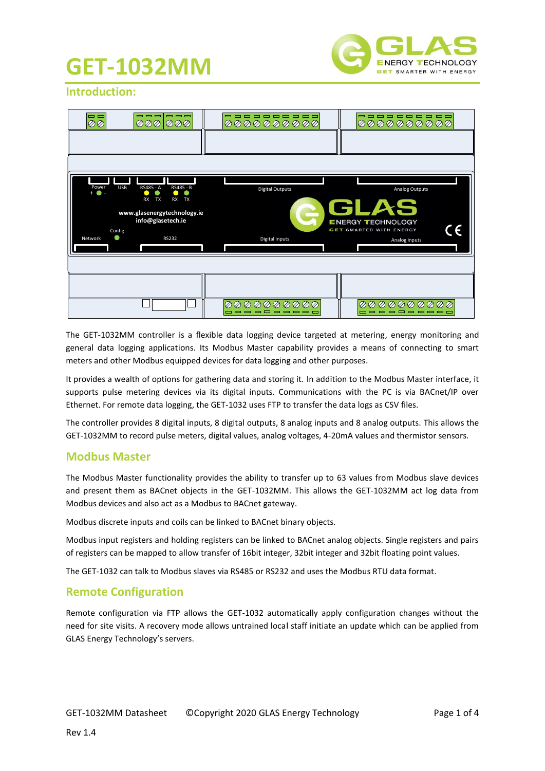# GET-1032MM

## Introduction:

The GET-1032MM controller is a flexible data logging device targeted at metering, energy monitoring and general data logging applications. Its Modbus Master capability provides a means of connecting to smart meters and other Modbus equipped devices for data logging and other purposes.

It provides a wealth of options for gathering data and storing it. In addition to the Modbus Master interface, it supports pulse metering devices via its digital inputs. Communications with the PC is via BACnet/IP over Ethernet. For remote data logging, the GET-1032 uses FTP to transfer the data logs as CSV files.

The controller provides 8 digital inputs, 8 digital outputs, 8 analog inputs and 8 analog outputs. This allows the GET-1032MM to record pulse meters, digital values, analog voltages, 4-20mA values and thermistor sensors.

## Modbus Master

The Modbus Master functionality provides the ability to transfer up to 63 values from Modbus slave devices and present them as BACnet objects in the GET-1032MM. This allows the GET-1032MM act log data from Modbus devices and also act as a Modbus to BACnet gateway.

Modbus discrete inputs and coils can be linked to BACnet binary objects.

Modbus input registers and holding registers can be linked to BACnet analog objects. Single registers and pairs of registers can be mapped to allow transfer of 16bit integer, 32bit integer and 32bit floating point values.

The GET-1032 can talk to Modbus slaves via RS485 or RS232 and uses the Modbus RTU data format.

## Remote Configuration

Remote configuration via FTP allows the GET-1032 automatically apply configuration changes without the need for site visits. A recovery mode allows untrained local staff initiate an update which can be applied from GLAS Energy Technology's servers.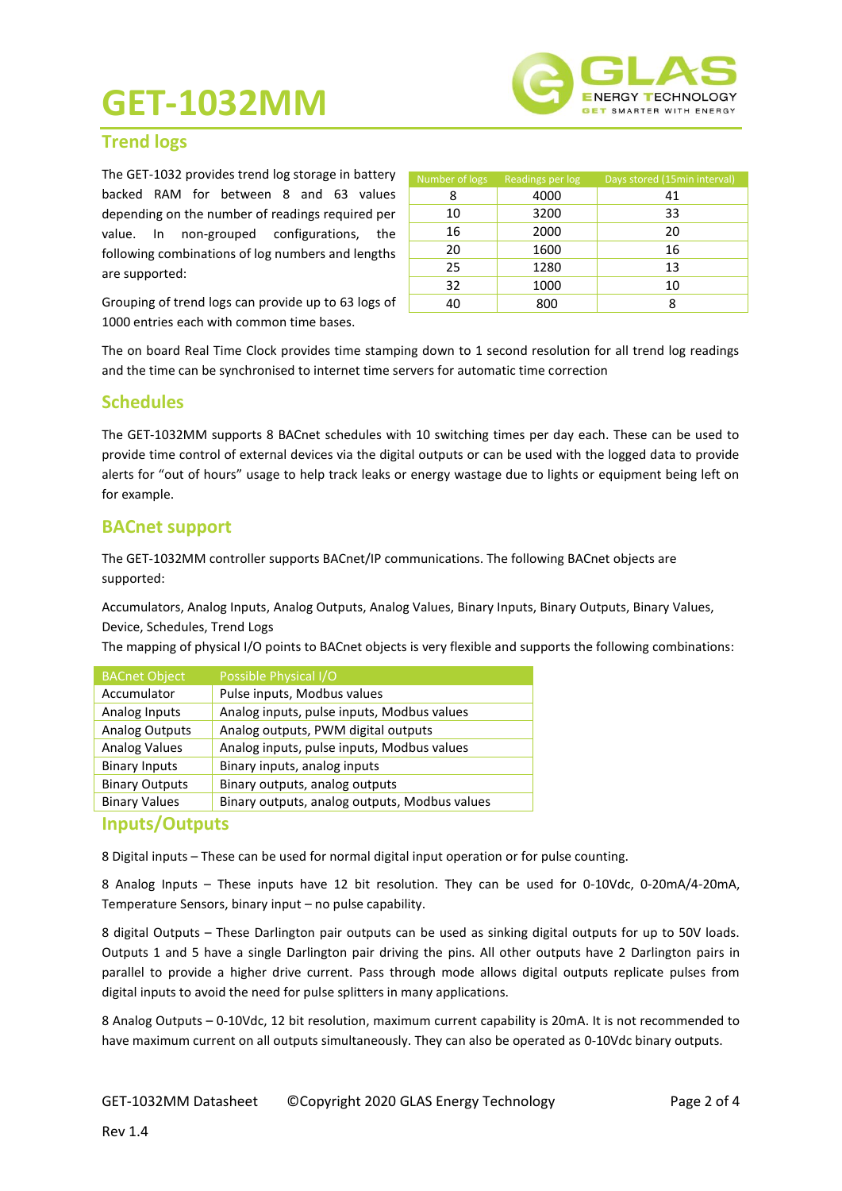# GET-1032MM

## Trend logs

The GET-1032 provides trend log storage in battery backed RAM for between 8 and 63 values depending on the number of readings required per value. In non-grouped configurations, the following combinations of log numbers and lengths are supported:

| Number of logs | Readings per log | Days stored (15min interval) |
|---|---|---|
| 8 | 4000 | 41 |
| 10 | 3200 | 33 |
| 16 | 2000 | 20 |
| 20 | 1600 | 16 |
| 25 | 1280 | 13 |
| 32 | 1000 | 10 |
| 40 | 800 | 8 |

Grouping of trend logs can provide up to 63 logs of 1000 entries each with common time bases.

The on board Real Time Clock provides time stamping down to 1 second resolution for all trend log readings and the time can be synchronised to internet time servers for automatic time correction

## Schedules

The GET-1032MM supports 8 BACnet schedules with 10 switching times per day each. These can be used to provide time control of external devices via the digital outputs or can be used with the logged data to provide alerts for "out of hours" usage to help track leaks or energy wastage due to lights or equipment being left on for example.

## BACnet support

The GET-1032MM controller supports BACnet/IP communications. The following BACnet objects are supported:

Accumulators, Analog Inputs, Analog Outputs, Analog Values, Binary Inputs, Binary Outputs, Binary Values, Device, Schedules, Trend Logs

The mapping of physical I/O points to BACnet objects is very flexible and supports the following combinations:

| BACnet Object | Possible Physical I/O |
|---|---|
| Accumulator | Pulse inputs, Modbus values |
| Analog Inputs | Analog inputs, pulse inputs, Modbus values |
| Analog Outputs | Analog outputs, PWM digital outputs |
| Analog Values | Analog inputs, pulse inputs, Modbus values |
| Binary Inputs | Binary inputs, analog inputs |
| Binary Outputs | Binary outputs, analog outputs |
| Binary Values | Binary outputs, analog outputs, Modbus values |

## Inputs/Outputs

8 Digital inputs – These can be used for normal digital input operation or for pulse counting.

8 Analog Inputs – These inputs have 12 bit resolution. They can be used for 0-10Vdc, 0-20mA/4-20mA, Temperature Sensors, binary input – no pulse capability.

8 digital Outputs – These Darlington pair outputs can be used as sinking digital outputs for up to 50V loads. Outputs 1 and 5 have a single Darlington pair driving the pins. All other outputs have 2 Darlington pairs in parallel to provide a higher drive current. Pass through mode allows digital outputs replicate pulses from digital inputs to avoid the need for pulse splitters in many applications.

8 Analog Outputs – 0-10Vdc, 12 bit resolution, maximum current capability is 20mA. It is not recommended to have maximum current on all outputs simultaneously. They can also be operated as 0-10Vdc binary outputs.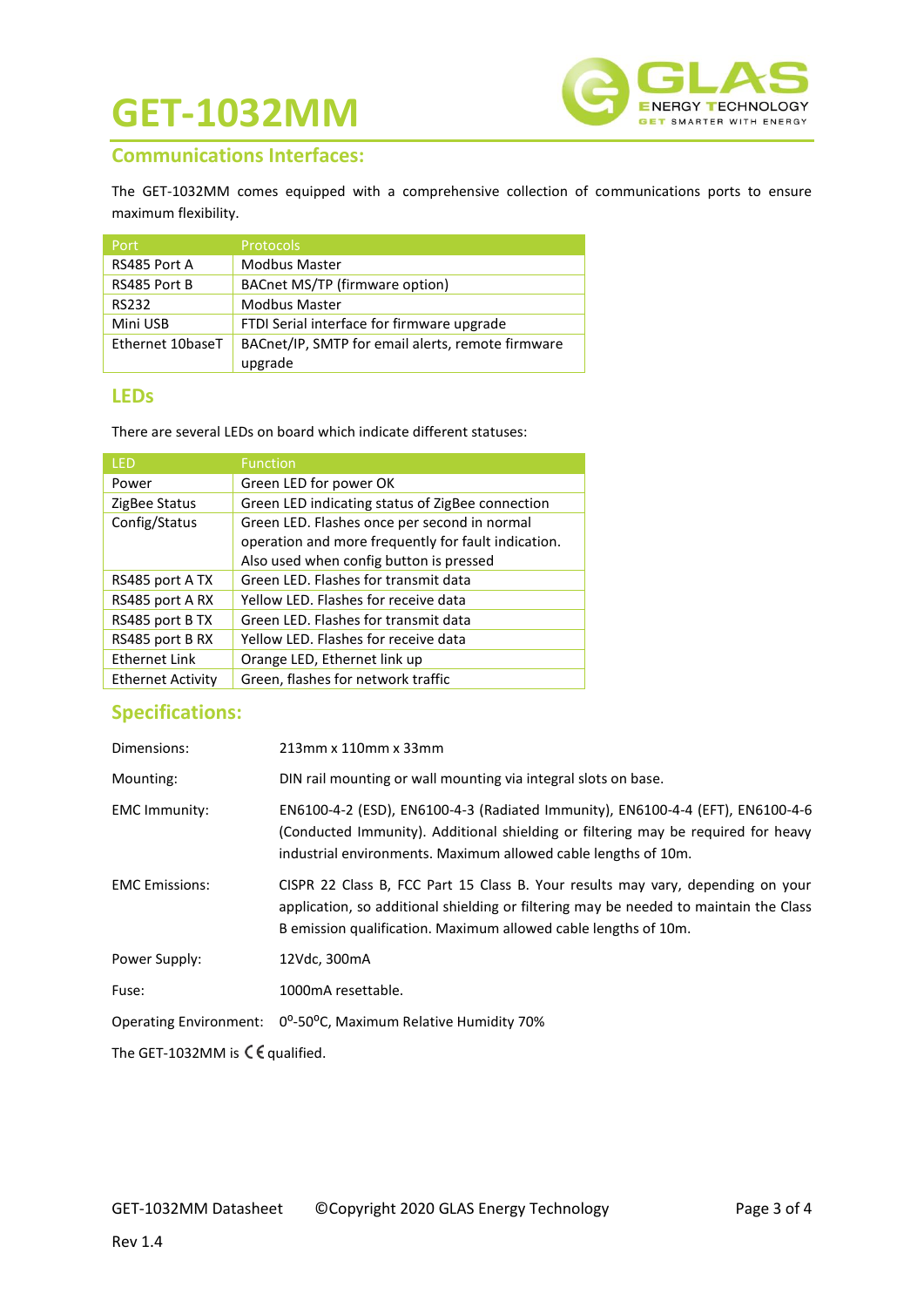# GET-1032MM

## Communications Interfaces:

The GET-1032MM comes equipped with a comprehensive collection of communications ports to ensure maximum flexibility.

| Port | Protocols |
|---|---|
| RS485 Port A | Modbus Master |
| RS485 Port B | BACnet MS/TP (firmware option) |
| RS232 | Modbus Master |
| Mini USB | FTDI Serial interface for firmware upgrade |
| Ethernet 10baseT | BACnet/IP, SMTP for email alerts, remote firmware upgrade |

## LEDs

There are several LEDs on board which indicate different statuses:

| LED | Function |
|---|---|
| Power | Green LED for power OK |
| ZigBee Status | Green LED indicating status of ZigBee connection |
| Config/Status | Green LED. Flashes once per second in normal operation and more frequently for fault indication. Also used when config button is pressed |
| RS485 port A TX | Green LED. Flashes for transmit data |
| RS485 port A RX | Yellow LED. Flashes for receive data |
| RS485 port B TX | Green LED. Flashes for transmit data |
| RS485 port B RX | Yellow LED. Flashes for receive data |
| Ethernet Link | Orange LED, Ethernet link up |
| Ethernet Activity | Green, flashes for network traffic |

## Specifications:

| | |
|---|---|
| Dimensions: | 213mm x 110mm x 33mm |
| Mounting: | DIN rail mounting or wall mounting via integral slots on base. |
| EMC Immunity: | EN6100-4-2 (ESD), EN6100-4-3 (Radiated Immunity), EN6100-4-4 (EFT), EN6100-4-6 (Conducted Immunity). Additional shielding or filtering may be required for heavy industrial environments. Maximum allowed cable lengths of 10m. |
| EMC Emissions: | CISPR 22 Class B, FCC Part 15 Class B. Your results may vary, depending on your application, so additional shielding or filtering may be needed to maintain the Class B emission qualification. Maximum allowed cable lengths of 10m. |
| Power Supply: | 12Vdc, 300mA |
| Fuse: | 1000mA resettable. |
| Operating Environment: | $0^{o}$-$50^{o}$C, Maximum Relative Humidity 70% |

The GET-1032MM is CE qualified.

GET-1032MM Datasheet ©Copyright 2020 GLAS Energy Technology

Rev 1.4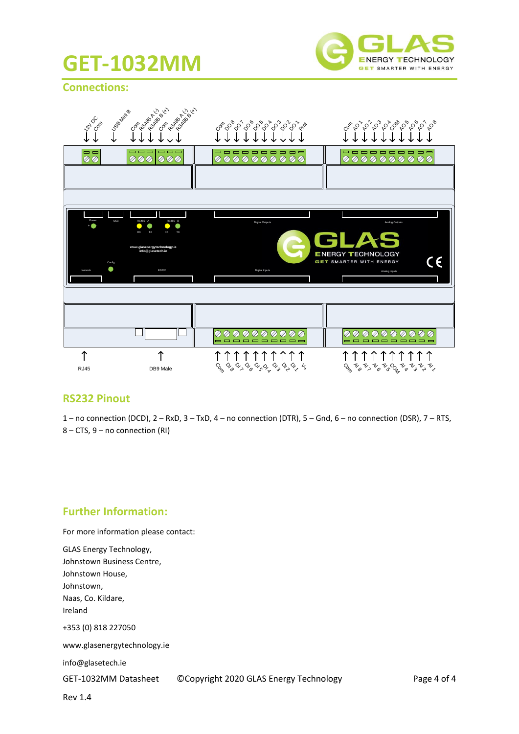# GET-1032MM

## Connections:

12V DC Com USB Mini B Com RS485 A (-) RS485 B (+) Com RS485 A (-) RS485 B (+)

Com DO 8 DO 7 DO 6 DO 5 DO 4 DO 3 DO 2 DO 1 Prot

Com AO 1 AO 2 AO 3 AO 4 COM AO 5 AO 6 AO 7 AO 8

Power USB RS485 - A RS485 - B RX TX RX TX

www.glasenergytechnology.ie
info@glasetech.ie

Config Network RS232

Digital Outputs Digital Inputs

Analog Outputs Analog Inputs

RJ45 DB9 Male

Com DI 8 DI 7 DI 6 DI 5 DI 4 DI 3 DI 2 DI 1 V+

Com AI 8 AI 7 AI 6 AI 5 COM AI 4 AI 3 AI 2 AI 1

## RS232 Pinout

1 – no connection (DCD), 2 – RxD, 3 – TxD, 4 – no connection (DTR), 5 – Gnd, 6 – no connection (DSR), 7 – RTS, 8 – CTS, 9 – no connection (RI)

## Further Information:

For more information please contact:

GLAS Energy Technology,
Johnstown Business Centre,
Johnstown House,
Johnstown,
Naas, Co. Kildare,
Ireland

+353 (0) 818 227050

www.glasenergytechnology.ie

info@glasetech.ie

GET-1032MM Datasheet ©Copyright 2020 GLAS Energy Technology

Rev 1.4